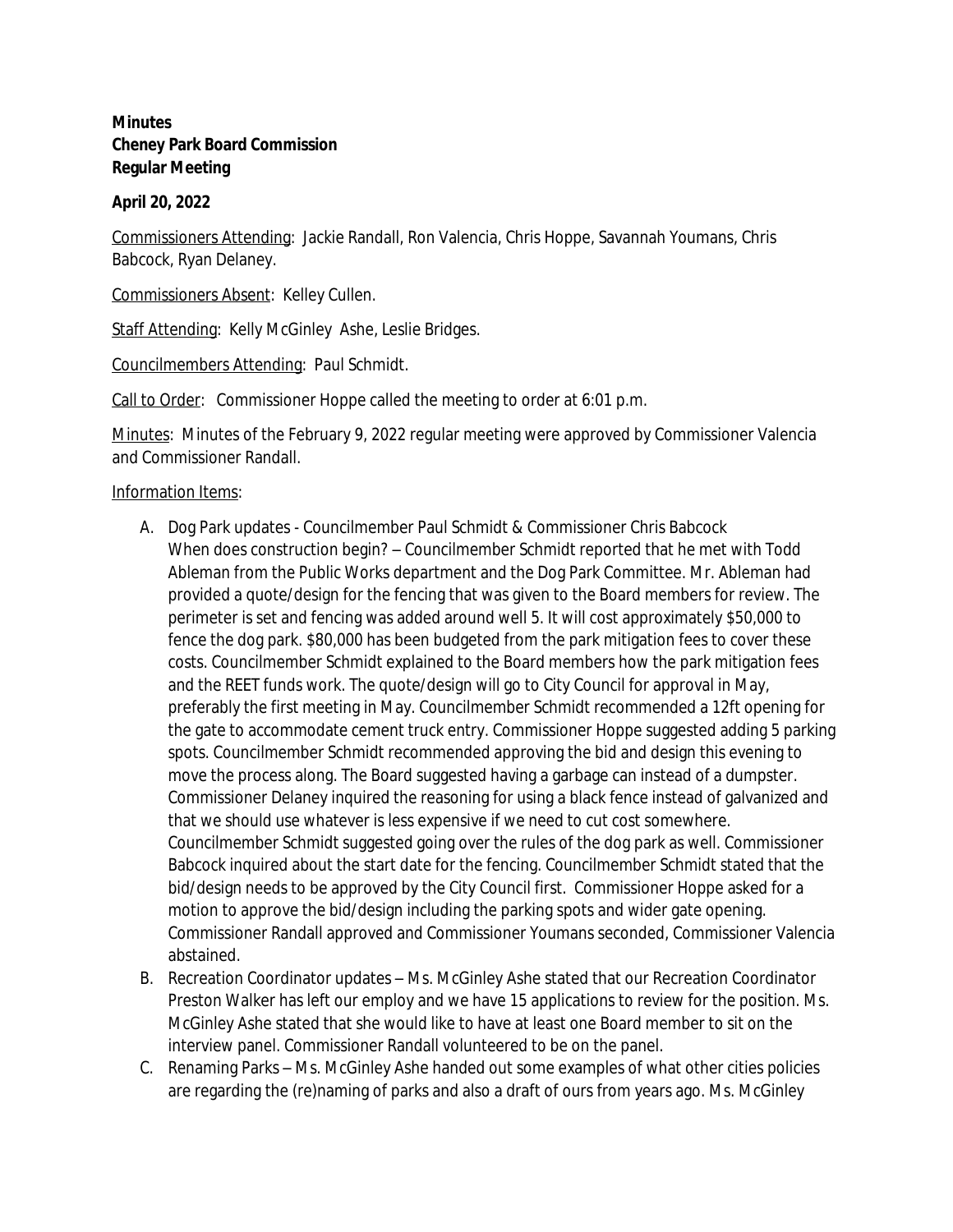**Minutes**
**Cheney Park Board Commission**
**Regular Meeting**

**April 20, 2022**

Commissioners Attending: Jackie Randall, Ron Valencia, Chris Hoppe, Savannah Youmans, Chris Babcock, Ryan Delaney.

Commissioners Absent: Kelley Cullen.

Staff Attending: Kelly McGinley Ashe, Leslie Bridges.

Councilmembers Attending: Paul Schmidt.

Call to Order: Commissioner Hoppe called the meeting to order at 6:01 p.m.

Minutes: Minutes of the February 9, 2022 regular meeting were approved by Commissioner Valencia and Commissioner Randall.

Information Items:

A. Dog Park updates - Councilmember Paul Schmidt & Commissioner Chris Babcock
   When does construction begin? – Councilmember Schmidt reported that he met with Todd Ableman from the Public Works department and the Dog Park Committee. Mr. Ableman had provided a quote/design for the fencing that was given to the Board members for review. The perimeter is set and fencing was added around well 5. It will cost approximately $50,000 to fence the dog park. $80,000 has been budgeted from the park mitigation fees to cover these costs. Councilmember Schmidt explained to the Board members how the park mitigation fees and the REET funds work. The quote/design will go to City Council for approval in May, preferably the first meeting in May. Councilmember Schmidt recommended a 12ft opening for the gate to accommodate cement truck entry. Commissioner Hoppe suggested adding 5 parking spots. Councilmember Schmidt recommended approving the bid and design this evening to move the process along. The Board suggested having a garbage can instead of a dumpster. Commissioner Delaney inquired the reasoning for using a black fence instead of galvanized and that we should use whatever is less expensive if we need to cut cost somewhere. Councilmember Schmidt suggested going over the rules of the dog park as well. Commissioner Babcock inquired about the start date for the fencing. Councilmember Schmidt stated that the bid/design needs to be approved by the City Council first. Commissioner Hoppe asked for a motion to approve the bid/design including the parking spots and wider gate opening. Commissioner Randall approved and Commissioner Youmans seconded, Commissioner Valencia abstained.
B. Recreation Coordinator updates – Ms. McGinley Ashe stated that our Recreation Coordinator Preston Walker has left our employ and we have 15 applications to review for the position. Ms. McGinley Ashe stated that she would like to have at least one Board member to sit on the interview panel. Commissioner Randall volunteered to be on the panel.
C. Renaming Parks – Ms. McGinley Ashe handed out some examples of what other cities policies are regarding the (re)naming of parks and also a draft of ours from years ago. Ms. McGinley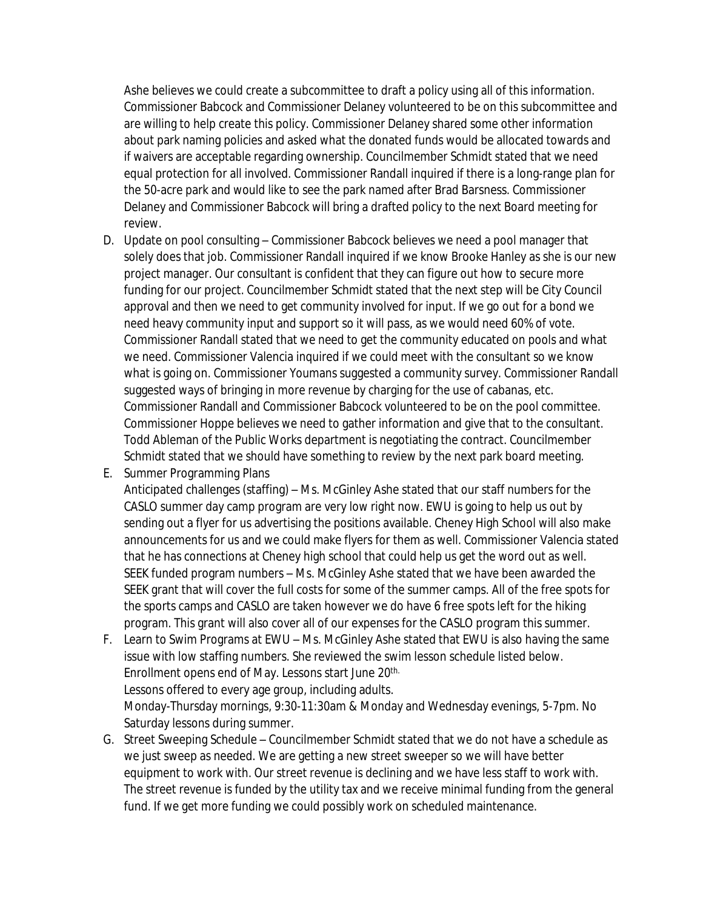Ashe believes we could create a subcommittee to draft a policy using all of this information. Commissioner Babcock and Commissioner Delaney volunteered to be on this subcommittee and are willing to help create this policy. Commissioner Delaney shared some other information about park naming policies and asked what the donated funds would be allocated towards and if waivers are acceptable regarding ownership. Councilmember Schmidt stated that we need equal protection for all involved. Commissioner Randall inquired if there is a long-range plan for the 50-acre park and would like to see the park named after Brad Barsness. Commissioner Delaney and Commissioner Babcock will bring a drafted policy to the next Board meeting for review.

D. Update on pool consulting – Commissioner Babcock believes we need a pool manager that solely does that job. Commissioner Randall inquired if we know Brooke Hanley as she is our new project manager. Our consultant is confident that they can figure out how to secure more funding for our project. Councilmember Schmidt stated that the next step will be City Council approval and then we need to get community involved for input. If we go out for a bond we need heavy community input and support so it will pass, as we would need 60% of vote. Commissioner Randall stated that we need to get the community educated on pools and what we need. Commissioner Valencia inquired if we could meet with the consultant so we know what is going on. Commissioner Youmans suggested a community survey. Commissioner Randall suggested ways of bringing in more revenue by charging for the use of cabanas, etc. Commissioner Randall and Commissioner Babcock volunteered to be on the pool committee. Commissioner Hoppe believes we need to gather information and give that to the consultant. Todd Ableman of the Public Works department is negotiating the contract. Councilmember Schmidt stated that we should have something to review by the next park board meeting.

E. Summer Programming Plans
Anticipated challenges (staffing) – Ms. McGinley Ashe stated that our staff numbers for the CASLO summer day camp program are very low right now. EWU is going to help us out by sending out a flyer for us advertising the positions available. Cheney High School will also make announcements for us and we could make flyers for them as well. Commissioner Valencia stated that he has connections at Cheney high school that could help us get the word out as well.
SEEK funded program numbers – Ms. McGinley Ashe stated that we have been awarded the SEEK grant that will cover the full costs for some of the summer camps. All of the free spots for the sports camps and CASLO are taken however we do have 6 free spots left for the hiking program. This grant will also cover all of our expenses for the CASLO program this summer.

F. Learn to Swim Programs at EWU – Ms. McGinley Ashe stated that EWU is also having the same issue with low staffing numbers. She reviewed the swim lesson schedule listed below.
Enrollment opens end of May. Lessons start June 20th.
Lessons offered to every age group, including adults.
Monday-Thursday mornings, 9:30-11:30am & Monday and Wednesday evenings, 5-7pm. No Saturday lessons during summer.

G. Street Sweeping Schedule – Councilmember Schmidt stated that we do not have a schedule as we just sweep as needed. We are getting a new street sweeper so we will have better equipment to work with. Our street revenue is declining and we have less staff to work with. The street revenue is funded by the utility tax and we receive minimal funding from the general fund. If we get more funding we could possibly work on scheduled maintenance.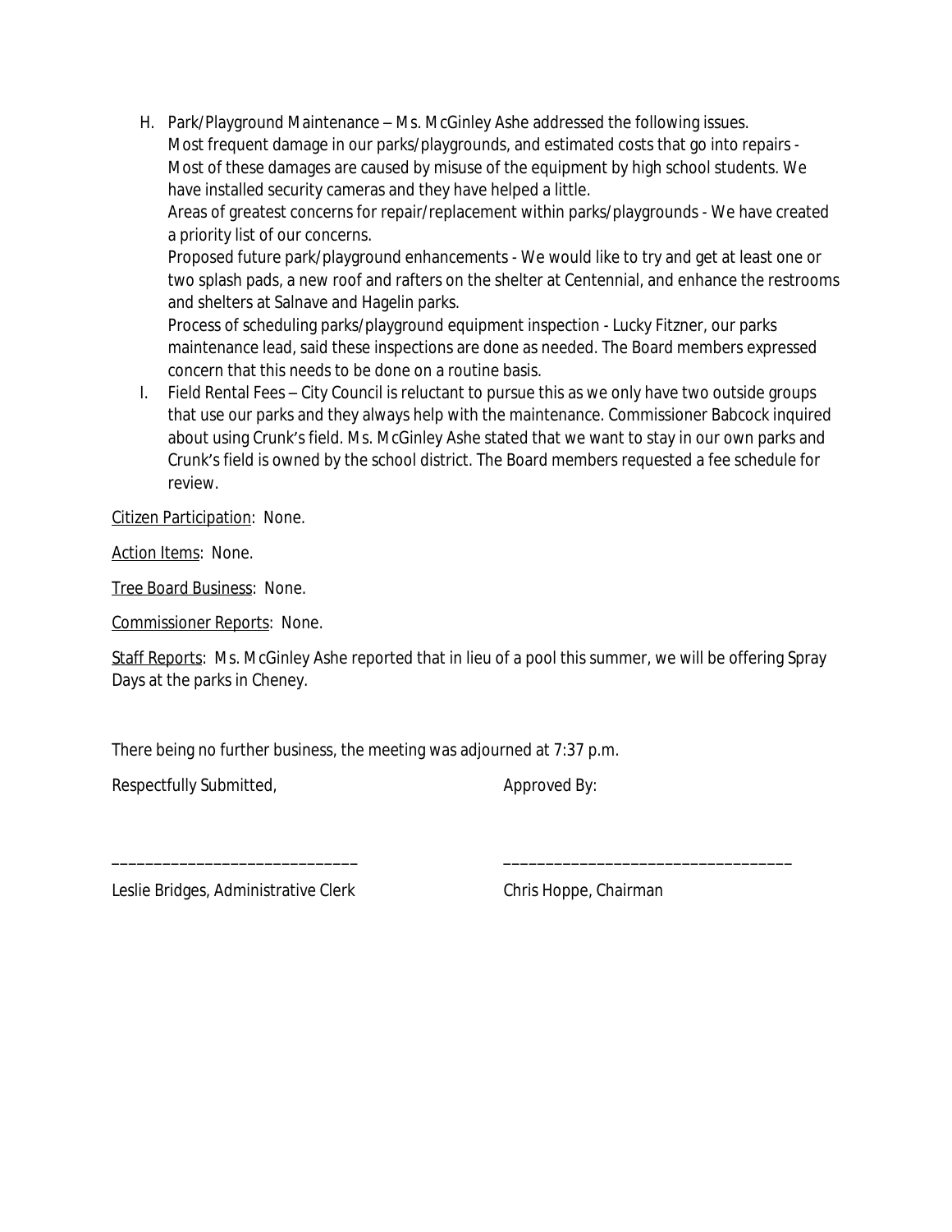H. Park/Playground Maintenance – Ms. McGinley Ashe addressed the following issues.
   Most frequent damage in our parks/playgrounds, and estimated costs that go into repairs - Most of these damages are caused by misuse of the equipment by high school students. We have installed security cameras and they have helped a little.
   Areas of greatest concerns for repair/replacement within parks/playgrounds - We have created a priority list of our concerns.
   Proposed future park/playground enhancements - We would like to try and get at least one or two splash pads, a new roof and rafters on the shelter at Centennial, and enhance the restrooms and shelters at Salnave and Hagelin parks.
   Process of scheduling parks/playground equipment inspection - Lucky Fitzner, our parks maintenance lead, said these inspections are done as needed. The Board members expressed concern that this needs to be done on a routine basis.
I. Field Rental Fees – City Council is reluctant to pursue this as we only have two outside groups that use our parks and they always help with the maintenance. Commissioner Babcock inquired about using Crunk's field. Ms. McGinley Ashe stated that we want to stay in our own parks and Crunk's field is owned by the school district. The Board members requested a fee schedule for review.

<u>Citizen Participation</u>: None.

<u>Action Items</u>: None.

<u>Tree Board Business</u>: None.

<u>Commissioner Reports</u>: None.

<u>Staff Reports</u>: Ms. McGinley Ashe reported that in lieu of a pool this summer, we will be offering Spray Days at the parks in Cheney.

There being no further business, the meeting was adjourned at 7:37 p.m.

Respectfully Submitted,

\_\_\_\_\_\_\_\_\_\_\_\_\_\_\_\_\_\_\_\_\_\_\_\_\_\_\_\_\_\_

Leslie Bridges, Administrative Clerk

Approved By:

\_\_\_\_\_\_\_\_\_\_\_\_\_\_\_\_\_\_\_\_\_\_\_\_\_\_\_\_\_\_\_\_\_\_\_\_

Chris Hoppe, Chairman